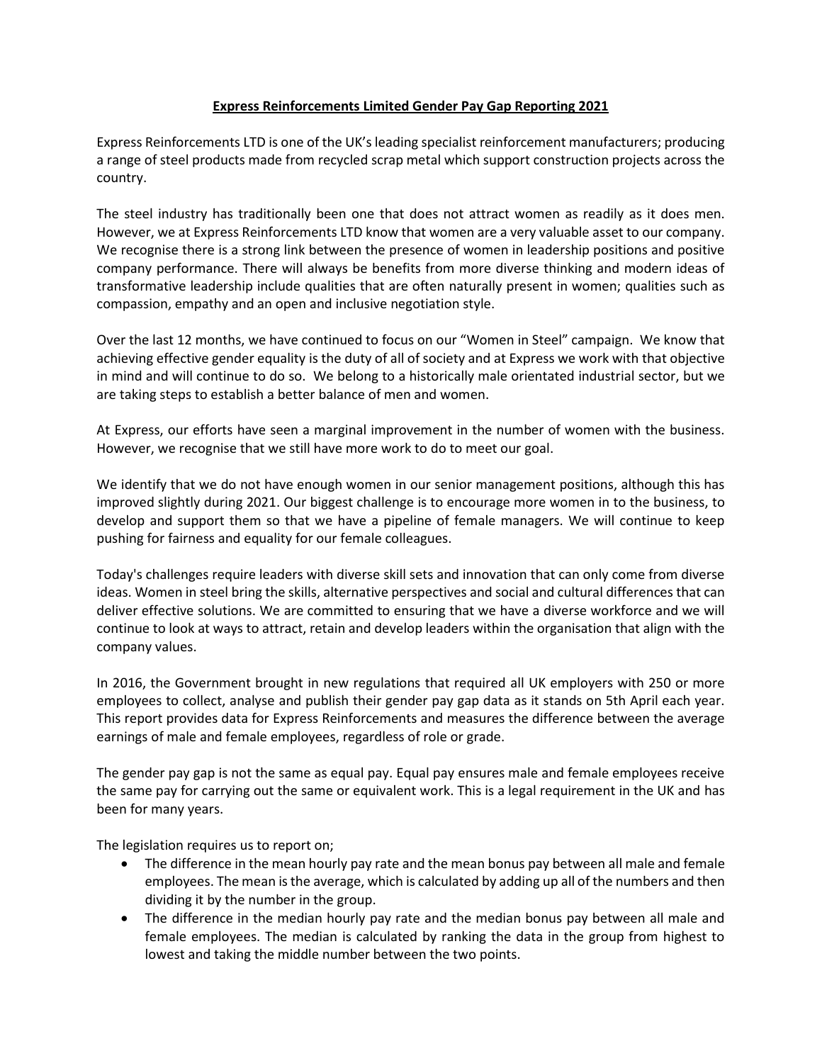# **Express Reinforcements Limited Gender Pay Gap Reporting 2021**

Express Reinforcements LTD is one of the UK's leading specialist reinforcement manufacturers; producing a range of steel products made from recycled scrap metal which support construction projects across the country.

The steel industry has traditionally been one that does not attract women as readily as it does men. However, we at Express Reinforcements LTD know that women are a very valuable asset to our company. We recognise there is a strong link between the presence of women in leadership positions and positive company performance. There will always be benefits from more diverse thinking and modern ideas of transformative leadership include qualities that are often naturally present in women; qualities such as compassion, empathy and an open and inclusive negotiation style.

Over the last 12 months, we have continued to focus on our "Women in Steel" campaign. We know that achieving effective gender equality is the duty of all of society and at Express we work with that objective in mind and will continue to do so. We belong to a historically male orientated industrial sector, but we are taking steps to establish a better balance of men and women.

At Express, our efforts have seen a marginal improvement in the number of women with the business. However, we recognise that we still have more work to do to meet our goal.

We identify that we do not have enough women in our senior management positions, although this has improved slightly during 2021. Our biggest challenge is to encourage more women in to the business, to develop and support them so that we have a pipeline of female managers. We will continue to keep pushing for fairness and equality for our female colleagues.

Today's challenges require leaders with diverse skill sets and innovation that can only come from diverse ideas. Women in steel bring the skills, alternative perspectives and social and cultural differences that can deliver effective solutions. We are committed to ensuring that we have a diverse workforce and we will continue to look at ways to attract, retain and develop leaders within the organisation that align with the company values.

In 2016, the Government brought in new regulations that required all UK employers with 250 or more employees to collect, analyse and publish their gender pay gap data as it stands on 5th April each year. This report provides data for Express Reinforcements and measures the difference between the average earnings of male and female employees, regardless of role or grade.

The gender pay gap is not the same as equal pay. Equal pay ensures male and female employees receive the same pay for carrying out the same or equivalent work. This is a legal requirement in the UK and has been for many years.

The legislation requires us to report on;

- The difference in the mean hourly pay rate and the mean bonus pay between all male and female employees. The mean is the average, which is calculated by adding up all of the numbers and then dividing it by the number in the group.
- The difference in the median hourly pay rate and the median bonus pay between all male and female employees. The median is calculated by ranking the data in the group from highest to lowest and taking the middle number between the two points.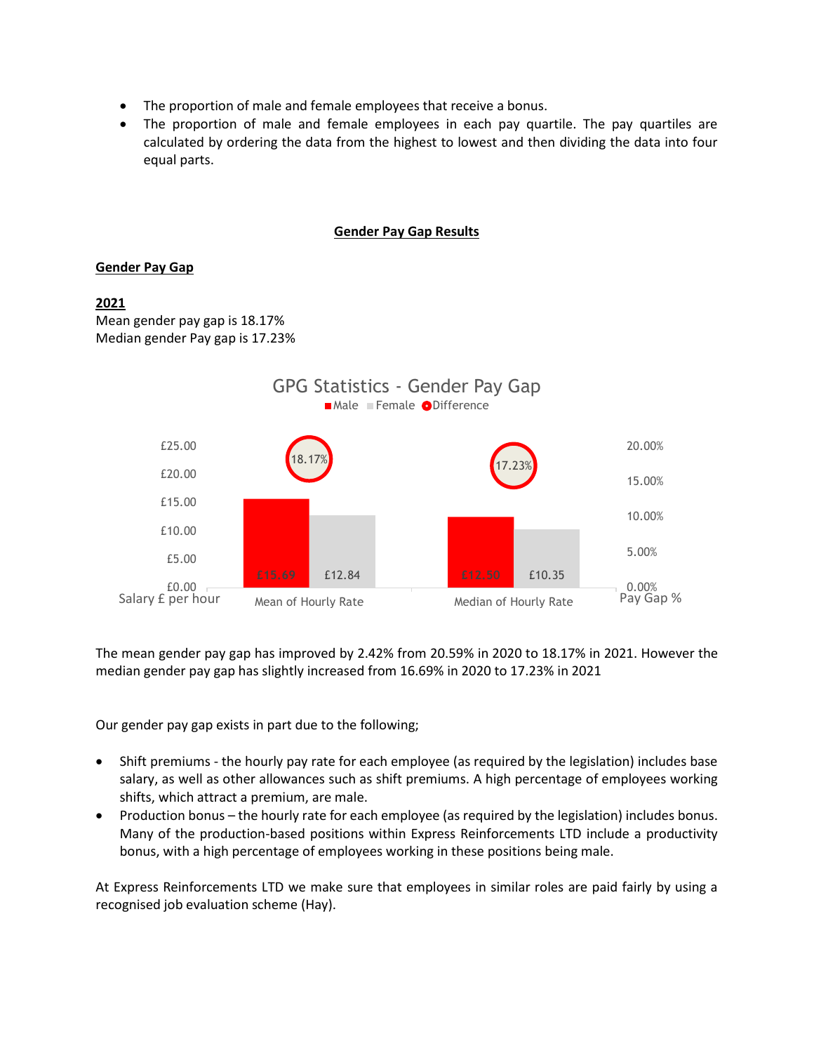- The proportion of male and female employees that receive a bonus.
- The proportion of male and female employees in each pay quartile. The pay quartiles are calculated by ordering the data from the highest to lowest and then dividing the data into four equal parts.

## Gender Pay Gap Results

### Gender Pay Gap

**2021**

Mean gender pay gap is 18.17%
Median gender Pay gap is 17.23%

GPG Statistics - Gender Pay Gap

| | Male | Female | Difference |
|---|---|---|---|
| Mean of Hourly Rate | £15.69 | £12.84 | 18.17% |
| Median of Hourly Rate | £12.50 | £10.35 | 17.23% |

The mean gender pay gap has improved by 2.42% from 20.59% in 2020 to 18.17% in 2021. However the median gender pay gap has slightly increased from 16.69% in 2020 to 17.23% in 2021

Our gender pay gap exists in part due to the following;

- Shift premiums - the hourly pay rate for each employee (as required by the legislation) includes base salary, as well as other allowances such as shift premiums. A high percentage of employees working shifts, which attract a premium, are male.
- Production bonus – the hourly rate for each employee (as required by the legislation) includes bonus. Many of the production-based positions within Express Reinforcements LTD include a productivity bonus, with a high percentage of employees working in these positions being male.

At Express Reinforcements LTD we make sure that employees in similar roles are paid fairly by using a recognised job evaluation scheme (Hay).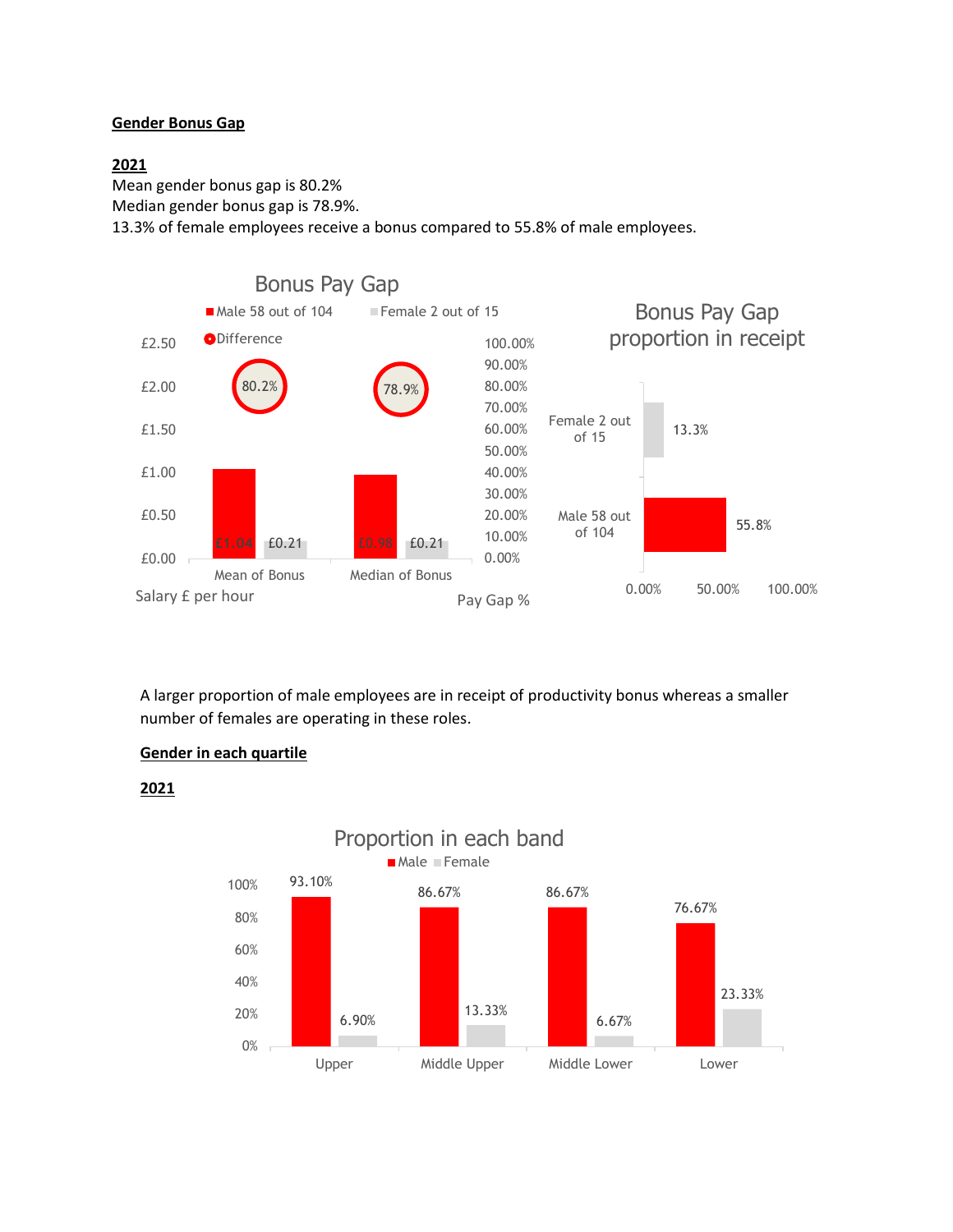## Gender Bonus Gap

**2021**

Mean gender bonus gap is 80.2%
Median gender bonus gap is 78.9%.
13.3% of female employees receive a bonus compared to 55.8% of male employees.

**Bonus Pay Gap**

| | Male 58 out of 104 | Female 2 out of 15 | Difference |
|---|---|---|---|
| Mean of Bonus | £1.04 | £0.21 | 80.2% |
| Median of Bonus | £0.98 | £0.21 | 78.9% |

**Bonus Pay Gap proportion in receipt**

| | Proportion in receipt |
|---|---|
| Female 2 out of 15 | 13.3% |
| Male 58 out of 104 | 55.8% |

A larger proportion of male employees are in receipt of productivity bonus whereas a smaller number of females are operating in these roles.

## Gender in each quartile

**2021**

**Proportion in each band**

| | Male | Female |
|---|---|---|
| Upper | 93.10% | 6.90% |
| Middle Upper | 86.67% | 13.33% |
| Middle Lower | 86.67% | 6.67% |
| Lower | 76.67% | 23.33% |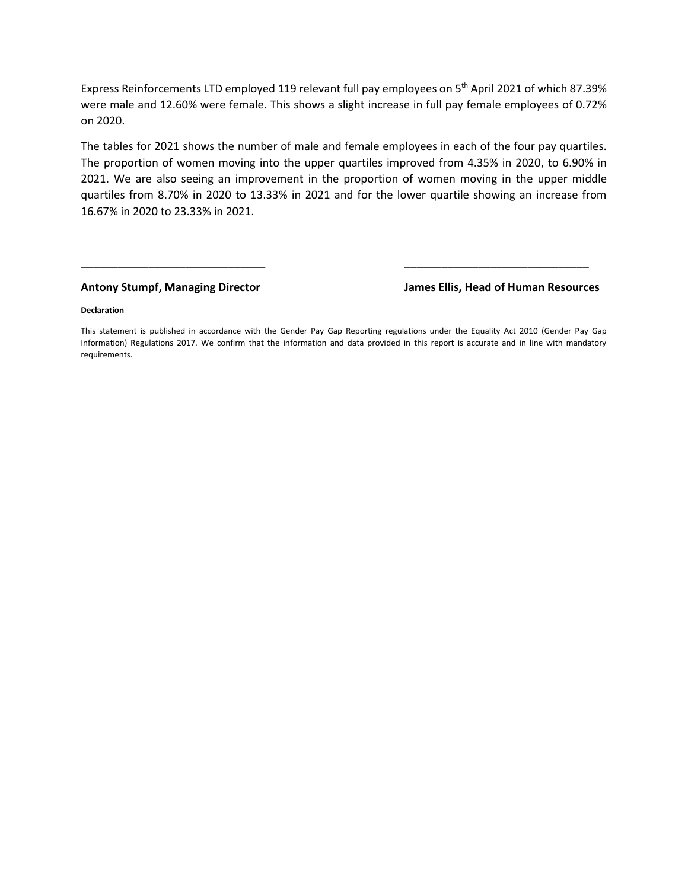Express Reinforcements LTD employed 119 relevant full pay employees on 5th April 2021 of which 87.39% were male and 12.60% were female. This shows a slight increase in full pay female employees of 0.72% on 2020.

The tables for 2021 shows the number of male and female employees in each of the four pay quartiles. The proportion of women moving into the upper quartiles improved from 4.35% in 2020, to 6.90% in 2021. We are also seeing an improvement in the proportion of women moving in the upper middle quartiles from 8.70% in 2020 to 13.33% in 2021 and for the lower quartile showing an increase from 16.67% in 2020 to 23.33% in 2021.

_______________________________ _______________________________

**Antony Stumpf, Managing Director** **James Ellis, Head of Human Resources**

**Declaration**

This statement is published in accordance with the Gender Pay Gap Reporting regulations under the Equality Act 2010 (Gender Pay Gap Information) Regulations 2017. We confirm that the information and data provided in this report is accurate and in line with mandatory requirements.